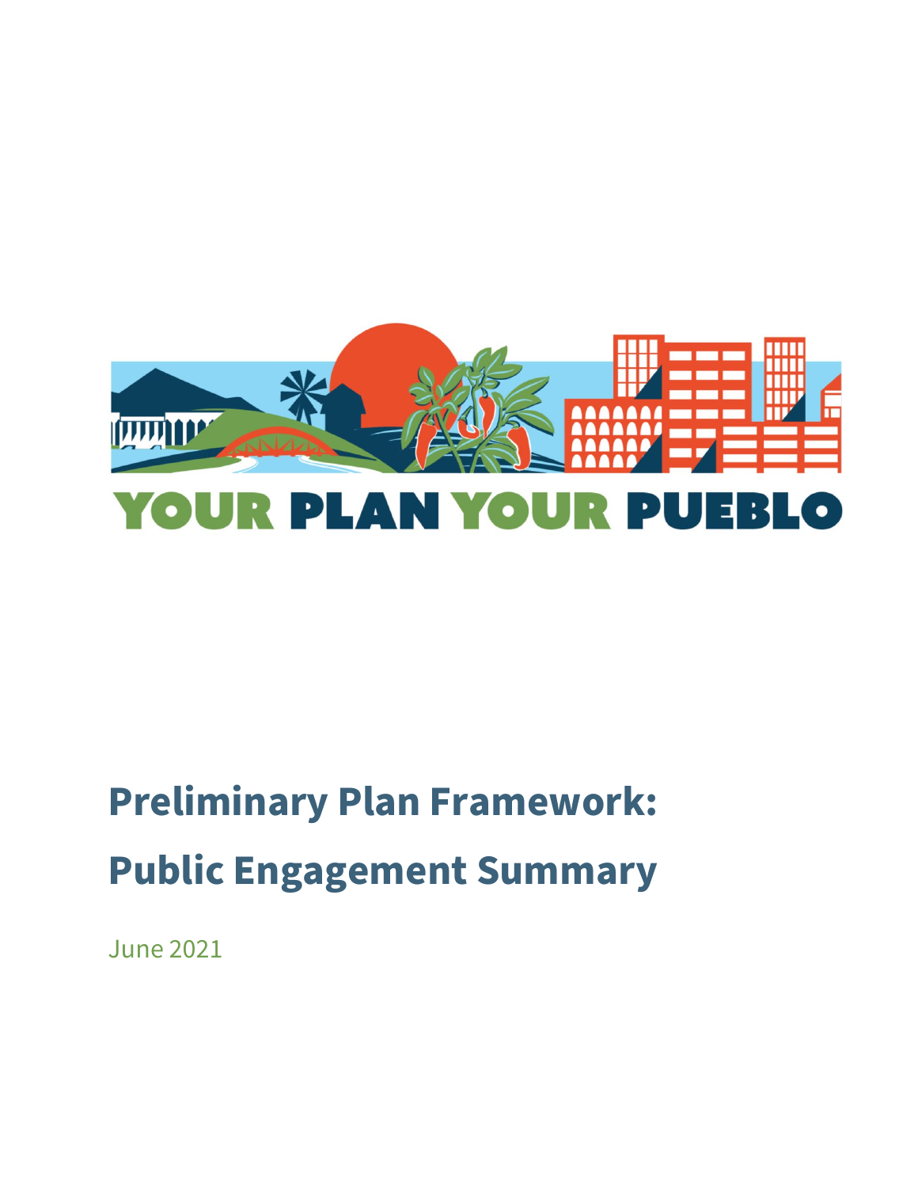YOUR PLAN YOUR PUEBLO

# Preliminary Plan Framework: Public Engagement Summary

June 2021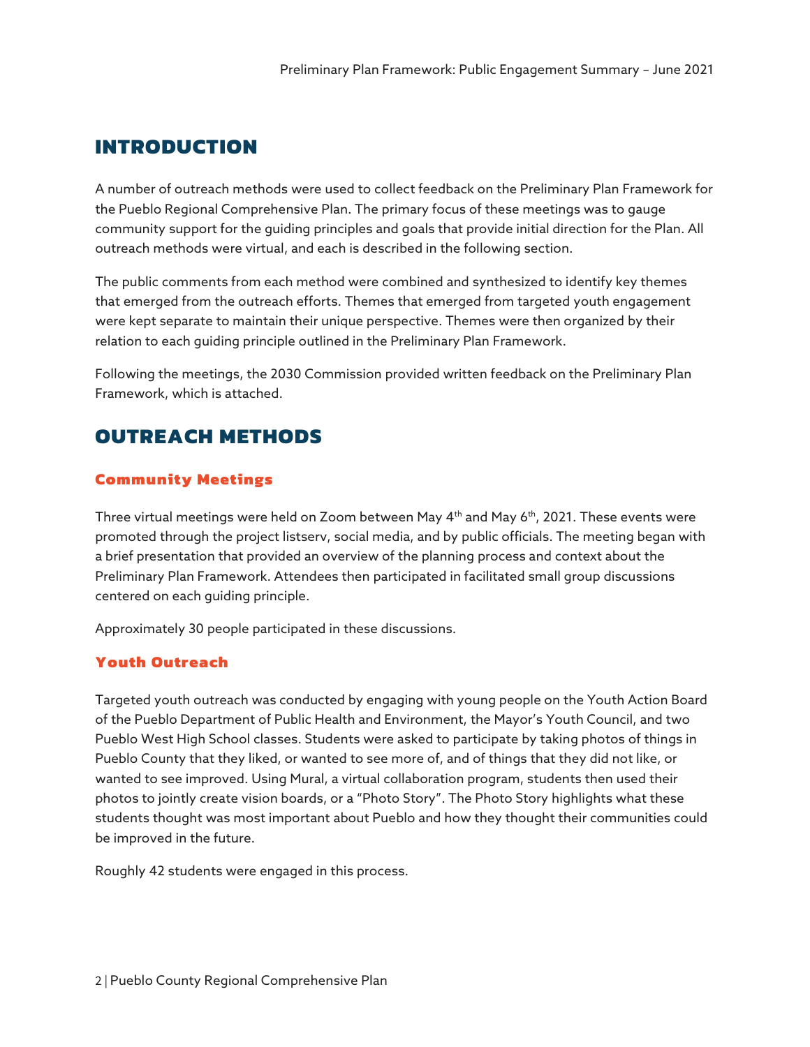# INTRODUCTION

A number of outreach methods were used to collect feedback on the Preliminary Plan Framework for the Pueblo Regional Comprehensive Plan. The primary focus of these meetings was to gauge community support for the guiding principles and goals that provide initial direction for the Plan. All outreach methods were virtual, and each is described in the following section.

The public comments from each method were combined and synthesized to identify key themes that emerged from the outreach efforts. Themes that emerged from targeted youth engagement were kept separate to maintain their unique perspective. Themes were then organized by their relation to each guiding principle outlined in the Preliminary Plan Framework.

Following the meetings, the 2030 Commission provided written feedback on the Preliminary Plan Framework, which is attached.

# OUTREACH METHODS

## Community Meetings

Three virtual meetings were held on Zoom between May 4th and May 6th, 2021. These events were promoted through the project listserv, social media, and by public officials. The meeting began with a brief presentation that provided an overview of the planning process and context about the Preliminary Plan Framework. Attendees then participated in facilitated small group discussions centered on each guiding principle.

Approximately 30 people participated in these discussions.

## Youth Outreach

Targeted youth outreach was conducted by engaging with young people on the Youth Action Board of the Pueblo Department of Public Health and Environment, the Mayor's Youth Council, and two Pueblo West High School classes. Students were asked to participate by taking photos of things in Pueblo County that they liked, or wanted to see more of, and of things that they did not like, or wanted to see improved. Using Mural, a virtual collaboration program, students then used their photos to jointly create vision boards, or a "Photo Story". The Photo Story highlights what these students thought was most important about Pueblo and how they thought their communities could be improved in the future.

Roughly 42 students were engaged in this process.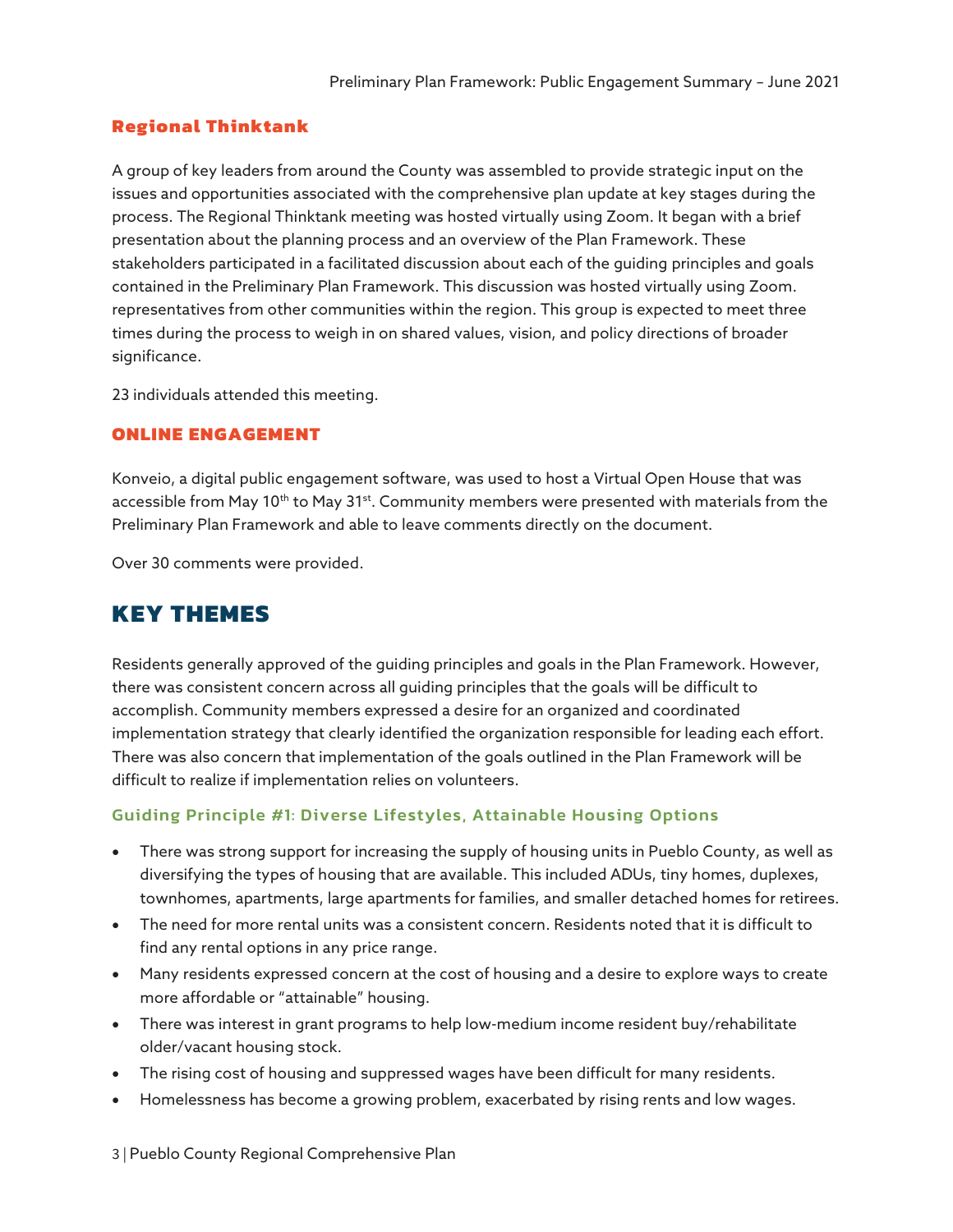### Regional Thinktank

A group of key leaders from around the County was assembled to provide strategic input on the issues and opportunities associated with the comprehensive plan update at key stages during the process. The Regional Thinktank meeting was hosted virtually using Zoom. It began with a brief presentation about the planning process and an overview of the Plan Framework. These stakeholders participated in a facilitated discussion about each of the guiding principles and goals contained in the Preliminary Plan Framework. This discussion was hosted virtually using Zoom. representatives from other communities within the region. This group is expected to meet three times during the process to weigh in on shared values, vision, and policy directions of broader significance.

23 individuals attended this meeting.

### ONLINE ENGAGEMENT

Konveio, a digital public engagement software, was used to host a Virtual Open House that was accessible from May 10th to May 31st. Community members were presented with materials from the Preliminary Plan Framework and able to leave comments directly on the document.

Over 30 comments were provided.

## KEY THEMES

Residents generally approved of the guiding principles and goals in the Plan Framework. However, there was consistent concern across all guiding principles that the goals will be difficult to accomplish. Community members expressed a desire for an organized and coordinated implementation strategy that clearly identified the organization responsible for leading each effort. There was also concern that implementation of the goals outlined in the Plan Framework will be difficult to realize if implementation relies on volunteers.

### Guiding Principle #1: Diverse Lifestyles, Attainable Housing Options

- There was strong support for increasing the supply of housing units in Pueblo County, as well as diversifying the types of housing that are available. This included ADUs, tiny homes, duplexes, townhomes, apartments, large apartments for families, and smaller detached homes for retirees.
- The need for more rental units was a consistent concern. Residents noted that it is difficult to find any rental options in any price range.
- Many residents expressed concern at the cost of housing and a desire to explore ways to create more affordable or "attainable" housing.
- There was interest in grant programs to help low-medium income resident buy/rehabilitate older/vacant housing stock.
- The rising cost of housing and suppressed wages have been difficult for many residents.
- Homelessness has become a growing problem, exacerbated by rising rents and low wages.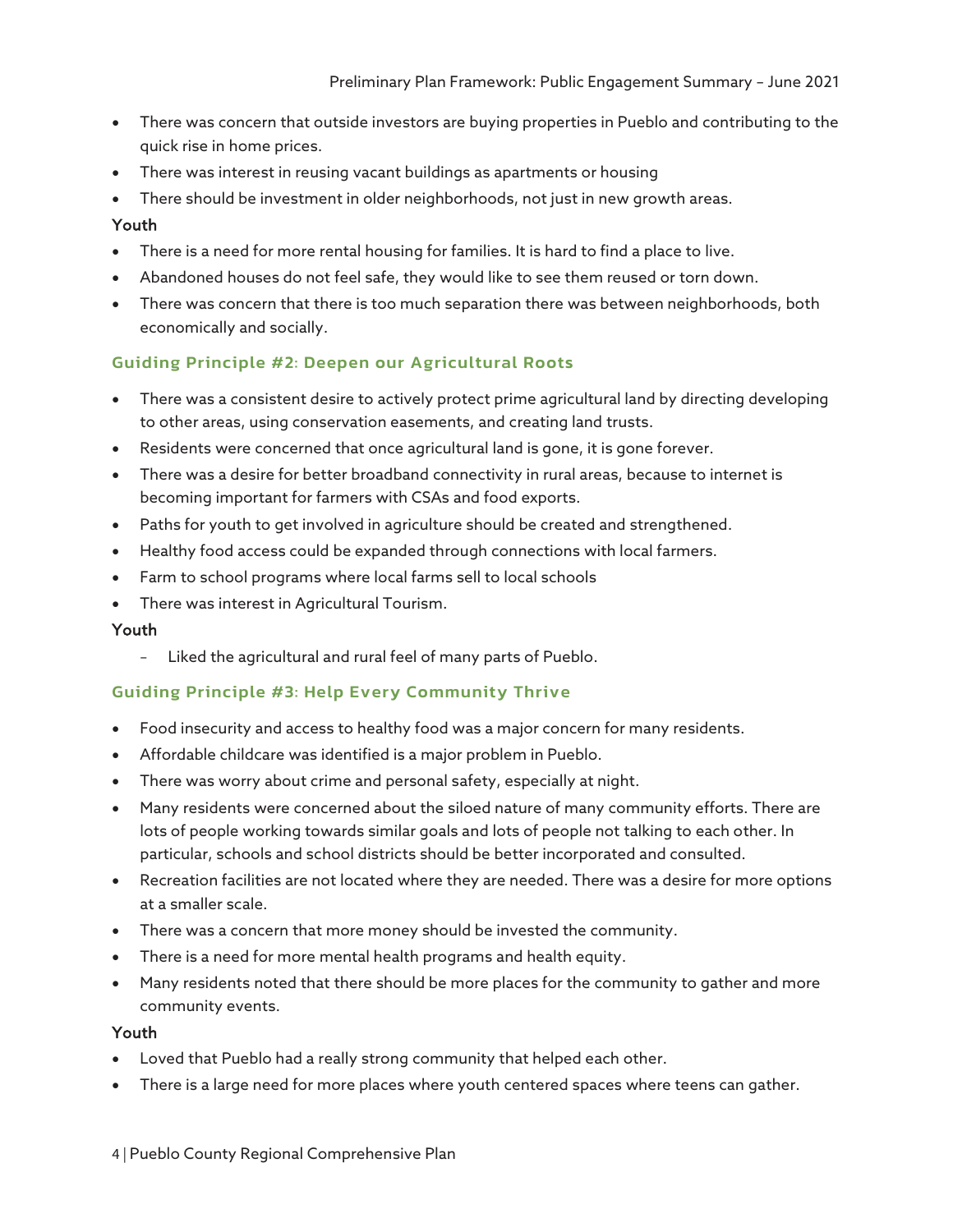- There was concern that outside investors are buying properties in Pueblo and contributing to the quick rise in home prices.
- There was interest in reusing vacant buildings as apartments or housing
- There should be investment in older neighborhoods, not just in new growth areas.

**Youth**

- There is a need for more rental housing for families. It is hard to find a place to live.
- Abandoned houses do not feel safe, they would like to see them reused or torn down.
- There was concern that there is too much separation there was between neighborhoods, both economically and socially.

### Guiding Principle #2: Deepen our Agricultural Roots

- There was a consistent desire to actively protect prime agricultural land by directing developing to other areas, using conservation easements, and creating land trusts.
- Residents were concerned that once agricultural land is gone, it is gone forever.
- There was a desire for better broadband connectivity in rural areas, because to internet is becoming important for farmers with CSAs and food exports.
- Paths for youth to get involved in agriculture should be created and strengthened.
- Healthy food access could be expanded through connections with local farmers.
- Farm to school programs where local farms sell to local schools
- There was interest in Agricultural Tourism.

**Youth**

- Liked the agricultural and rural feel of many parts of Pueblo.

### Guiding Principle #3: Help Every Community Thrive

- Food insecurity and access to healthy food was a major concern for many residents.
- Affordable childcare was identified is a major problem in Pueblo.
- There was worry about crime and personal safety, especially at night.
- Many residents were concerned about the siloed nature of many community efforts. There are lots of people working towards similar goals and lots of people not talking to each other. In particular, schools and school districts should be better incorporated and consulted.
- Recreation facilities are not located where they are needed. There was a desire for more options at a smaller scale.
- There was a concern that more money should be invested the community.
- There is a need for more mental health programs and health equity.
- Many residents noted that there should be more places for the community to gather and more community events.

**Youth**

- Loved that Pueblo had a really strong community that helped each other.
- There is a large need for more places where youth centered spaces where teens can gather.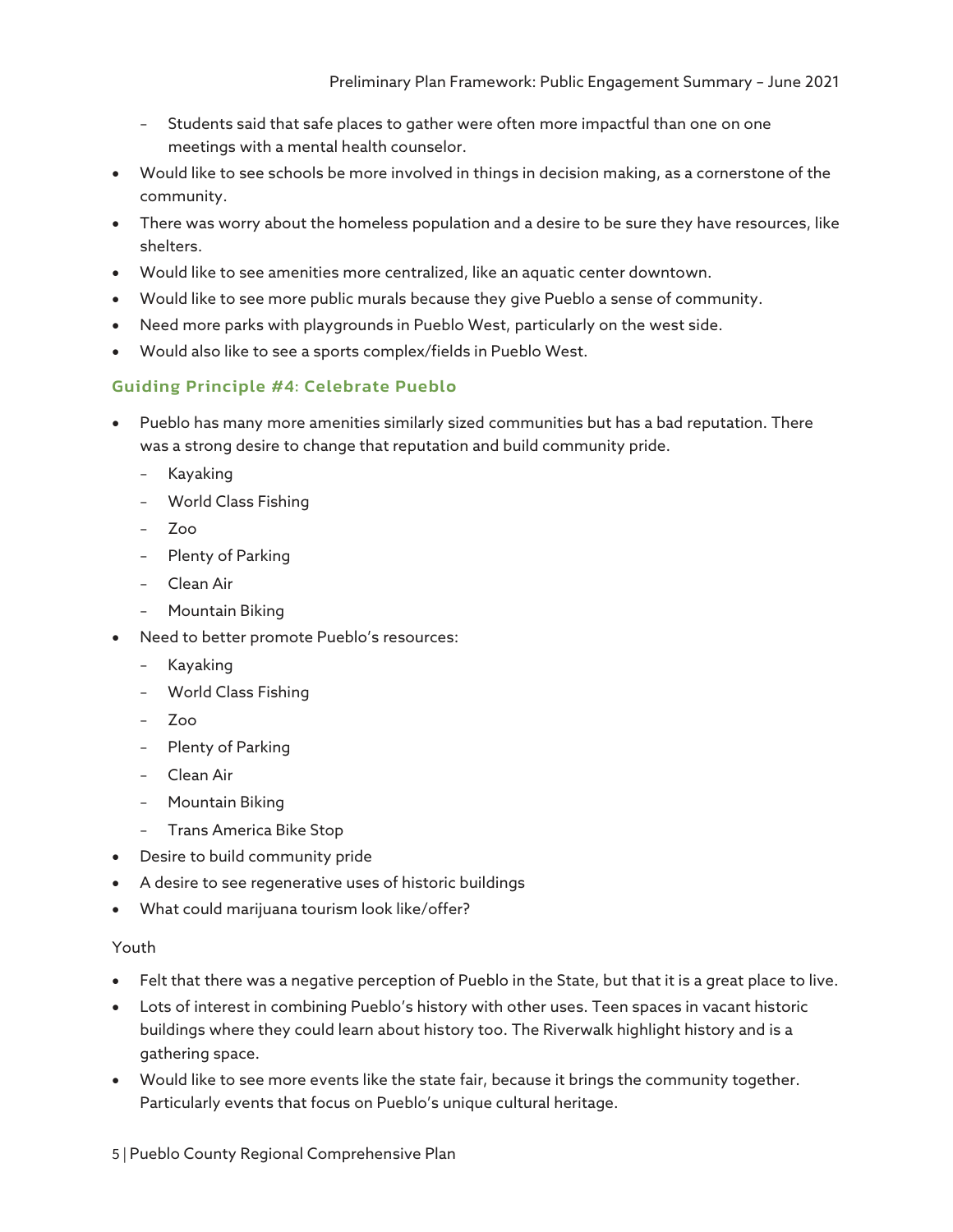- Students said that safe places to gather were often more impactful than one on one meetings with a mental health counselor.
- Would like to see schools be more involved in things in decision making, as a cornerstone of the community.
- There was worry about the homeless population and a desire to be sure they have resources, like shelters.
- Would like to see amenities more centralized, like an aquatic center downtown.
- Would like to see more public murals because they give Pueblo a sense of community.
- Need more parks with playgrounds in Pueblo West, particularly on the west side.
- Would also like to see a sports complex/fields in Pueblo West.

### Guiding Principle #4: Celebrate Pueblo

- Pueblo has many more amenities similarly sized communities but has a bad reputation. There was a strong desire to change that reputation and build community pride.
  - Kayaking
  - World Class Fishing
  - Zoo
  - Plenty of Parking
  - Clean Air
  - Mountain Biking
- Need to better promote Pueblo's resources:
  - Kayaking
  - World Class Fishing
  - Zoo
  - Plenty of Parking
  - Clean Air
  - Mountain Biking
  - Trans America Bike Stop
- Desire to build community pride
- A desire to see regenerative uses of historic buildings
- What could marijuana tourism look like/offer?

Youth

- Felt that there was a negative perception of Pueblo in the State, but that it is a great place to live.
- Lots of interest in combining Pueblo's history with other uses. Teen spaces in vacant historic buildings where they could learn about history too. The Riverwalk highlight history and is a gathering space.
- Would like to see more events like the state fair, because it brings the community together. Particularly events that focus on Pueblo's unique cultural heritage.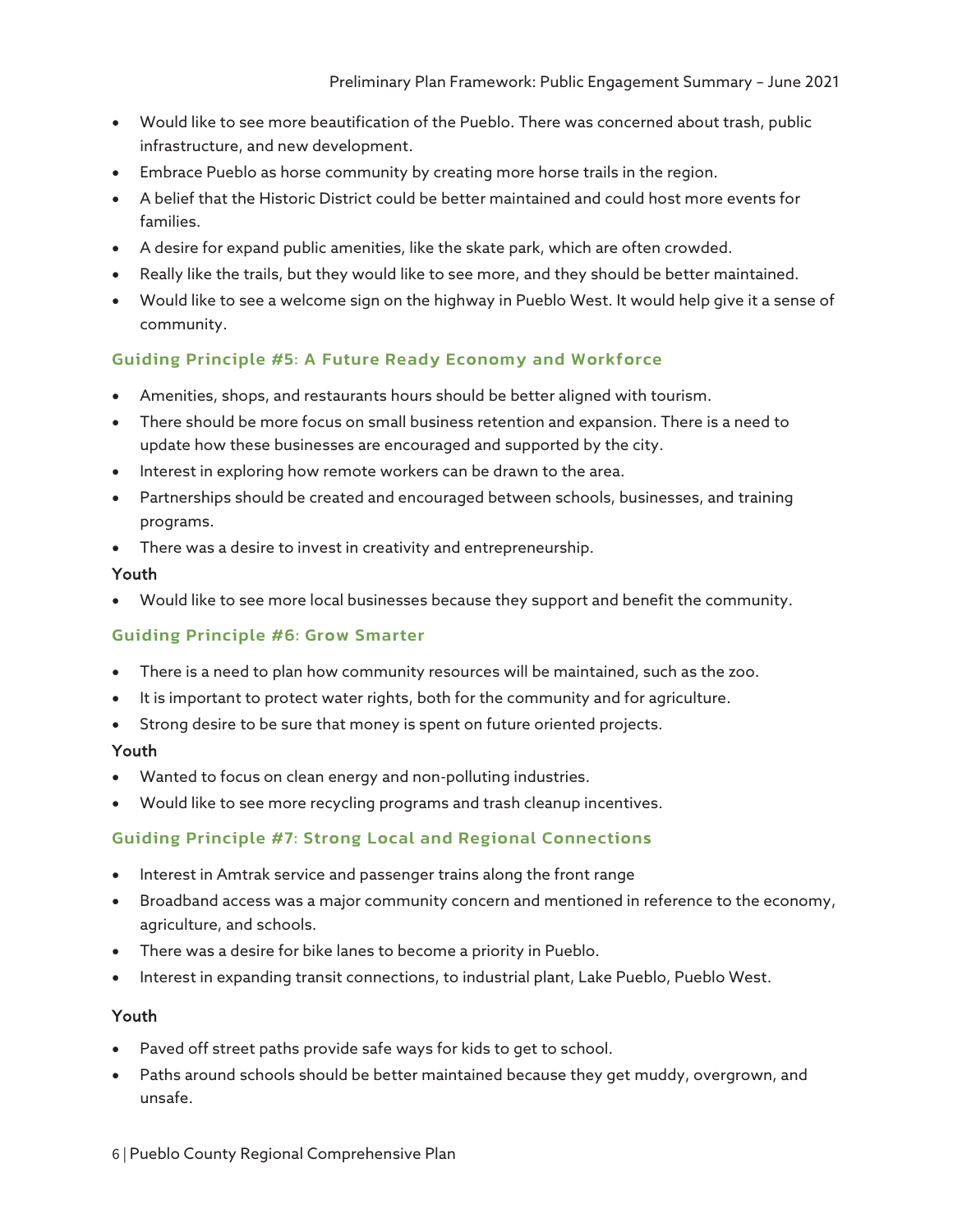- Would like to see more beautification of the Pueblo. There was concerned about trash, public infrastructure, and new development.
- Embrace Pueblo as horse community by creating more horse trails in the region.
- A belief that the Historic District could be better maintained and could host more events for families.
- A desire for expand public amenities, like the skate park, which are often crowded.
- Really like the trails, but they would like to see more, and they should be better maintained.
- Would like to see a welcome sign on the highway in Pueblo West. It would help give it a sense of community.

### Guiding Principle #5: A Future Ready Economy and Workforce

- Amenities, shops, and restaurants hours should be better aligned with tourism.
- There should be more focus on small business retention and expansion. There is a need to update how these businesses are encouraged and supported by the city.
- Interest in exploring how remote workers can be drawn to the area.
- Partnerships should be created and encouraged between schools, businesses, and training programs.
- There was a desire to invest in creativity and entrepreneurship.

#### Youth

- Would like to see more local businesses because they support and benefit the community.

### Guiding Principle #6: Grow Smarter

- There is a need to plan how community resources will be maintained, such as the zoo.
- It is important to protect water rights, both for the community and for agriculture.
- Strong desire to be sure that money is spent on future oriented projects.

#### Youth

- Wanted to focus on clean energy and non-polluting industries.
- Would like to see more recycling programs and trash cleanup incentives.

### Guiding Principle #7: Strong Local and Regional Connections

- Interest in Amtrak service and passenger trains along the front range
- Broadband access was a major community concern and mentioned in reference to the economy, agriculture, and schools.
- There was a desire for bike lanes to become a priority in Pueblo.
- Interest in expanding transit connections, to industrial plant, Lake Pueblo, Pueblo West.

#### Youth

- Paved off street paths provide safe ways for kids to get to school.
- Paths around schools should be better maintained because they get muddy, overgrown, and unsafe.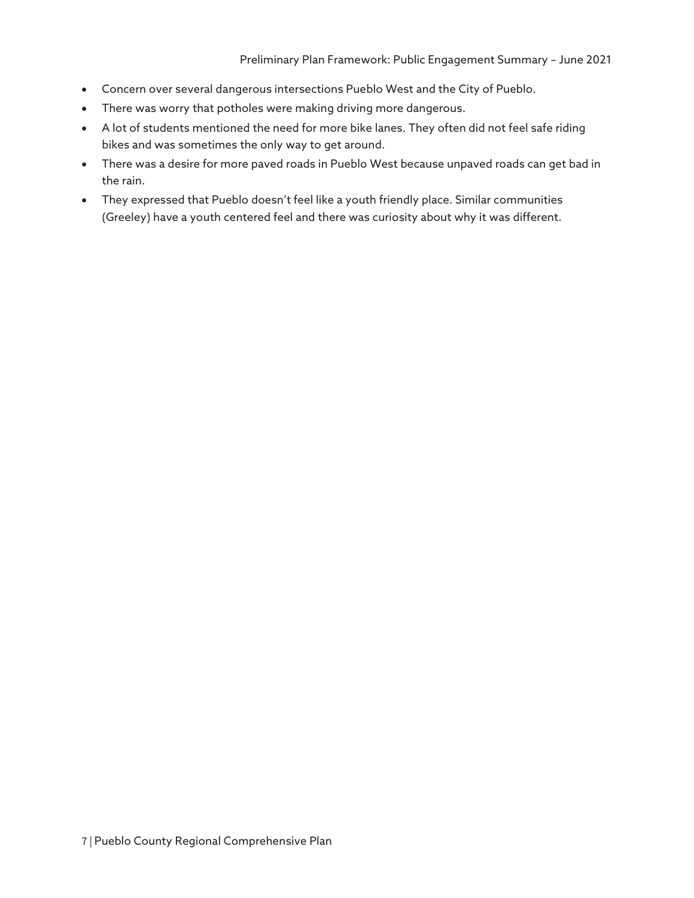- Concern over several dangerous intersections Pueblo West and the City of Pueblo.
- There was worry that potholes were making driving more dangerous.
- A lot of students mentioned the need for more bike lanes. They often did not feel safe riding bikes and was sometimes the only way to get around.
- There was a desire for more paved roads in Pueblo West because unpaved roads can get bad in the rain.
- They expressed that Pueblo doesn't feel like a youth friendly place. Similar communities (Greeley) have a youth centered feel and there was curiosity about why it was different.